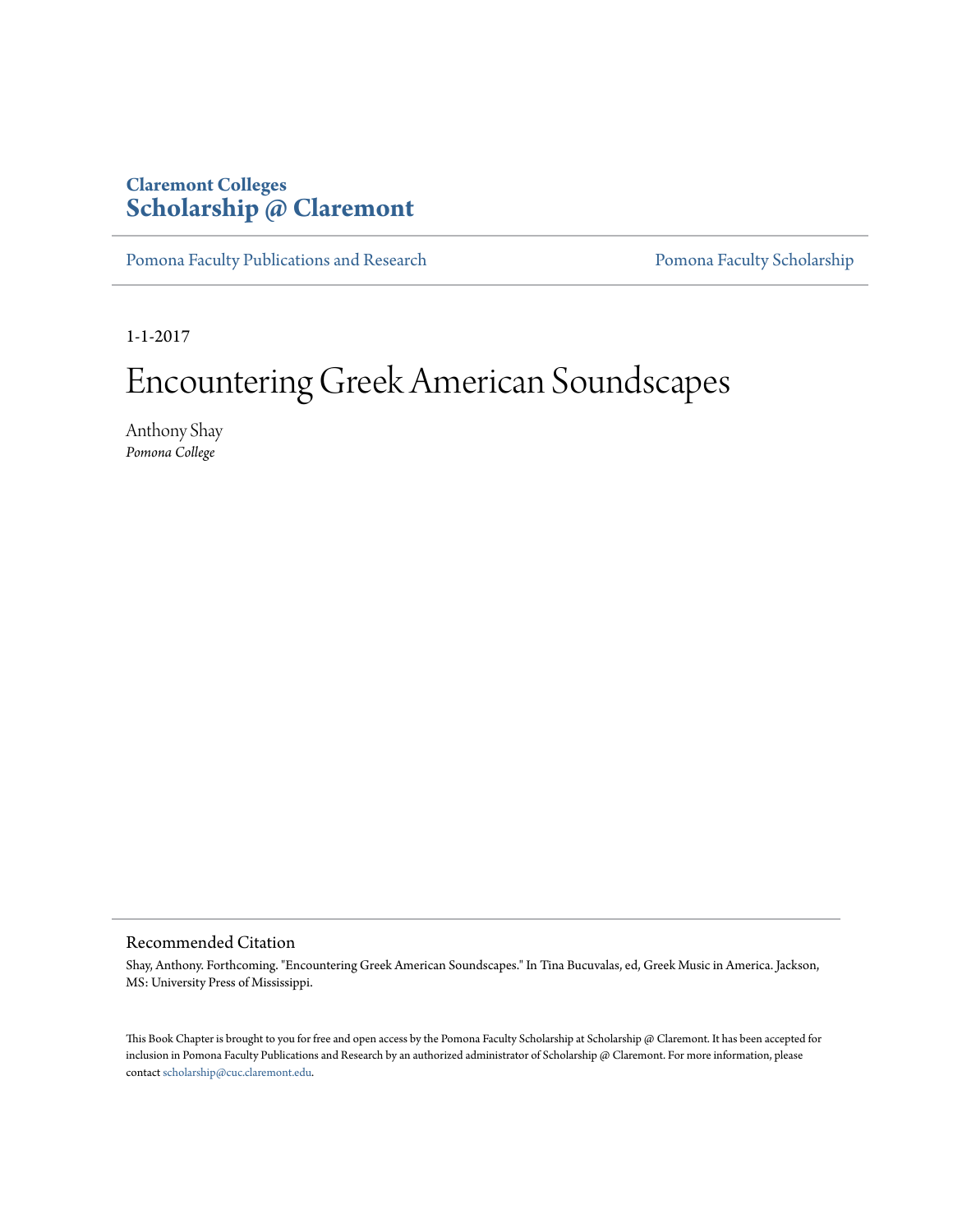**Claremont Colleges**
**Scholarship @ Claremont**

Pomona Faculty Publications and Research | Pomona Faculty Scholarship

1-1-2017

# Encountering Greek American Soundscapes

Anthony Shay
*Pomona College*

## Recommended Citation

Shay, Anthony. Forthcoming. "Encountering Greek American Soundscapes." In Tina Bucuvalas, ed, Greek Music in America. Jackson, MS: University Press of Mississippi.

This Book Chapter is brought to you for free and open access by the Pomona Faculty Scholarship at Scholarship @ Claremont. It has been accepted for inclusion in Pomona Faculty Publications and Research by an authorized administrator of Scholarship @ Claremont. For more information, please contact scholarship@cuc.claremont.edu.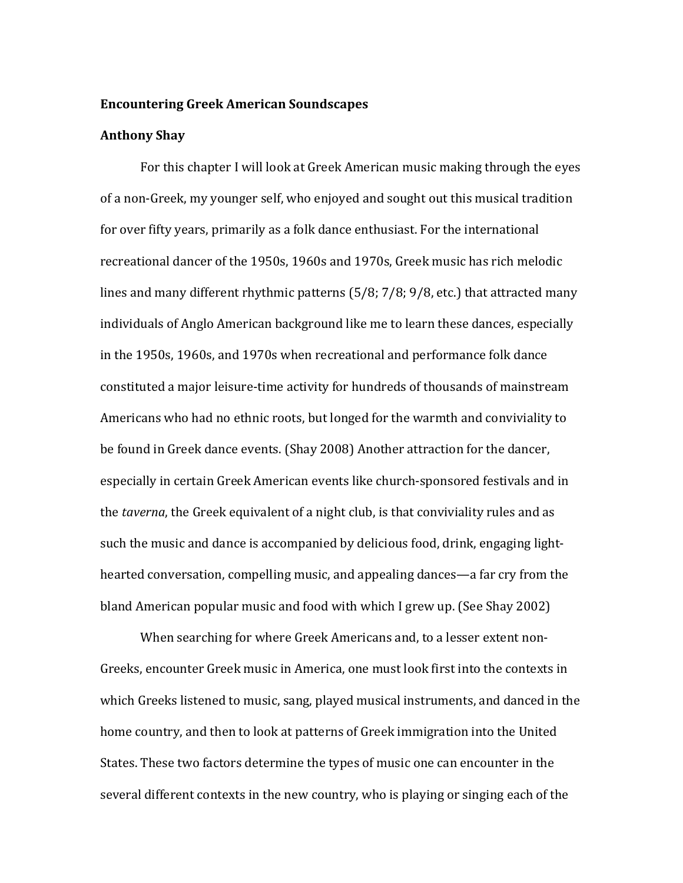**Encountering Greek American Soundscapes**

**Anthony Shay**

For this chapter I will look at Greek American music making through the eyes of a non-Greek, my younger self, who enjoyed and sought out this musical tradition for over fifty years, primarily as a folk dance enthusiast. For the international recreational dancer of the 1950s, 1960s and 1970s, Greek music has rich melodic lines and many different rhythmic patterns (5/8; 7/8; 9/8, etc.) that attracted many individuals of Anglo American background like me to learn these dances, especially in the 1950s, 1960s, and 1970s when recreational and performance folk dance constituted a major leisure-time activity for hundreds of thousands of mainstream Americans who had no ethnic roots, but longed for the warmth and conviviality to be found in Greek dance events. (Shay 2008) Another attraction for the dancer, especially in certain Greek American events like church-sponsored festivals and in the *taverna*, the Greek equivalent of a night club, is that conviviality rules and as such the music and dance is accompanied by delicious food, drink, engaging light-hearted conversation, compelling music, and appealing dances—a far cry from the bland American popular music and food with which I grew up. (See Shay 2002)

When searching for where Greek Americans and, to a lesser extent non-Greeks, encounter Greek music in America, one must look first into the contexts in which Greeks listened to music, sang, played musical instruments, and danced in the home country, and then to look at patterns of Greek immigration into the United States. These two factors determine the types of music one can encounter in the several different contexts in the new country, who is playing or singing each of the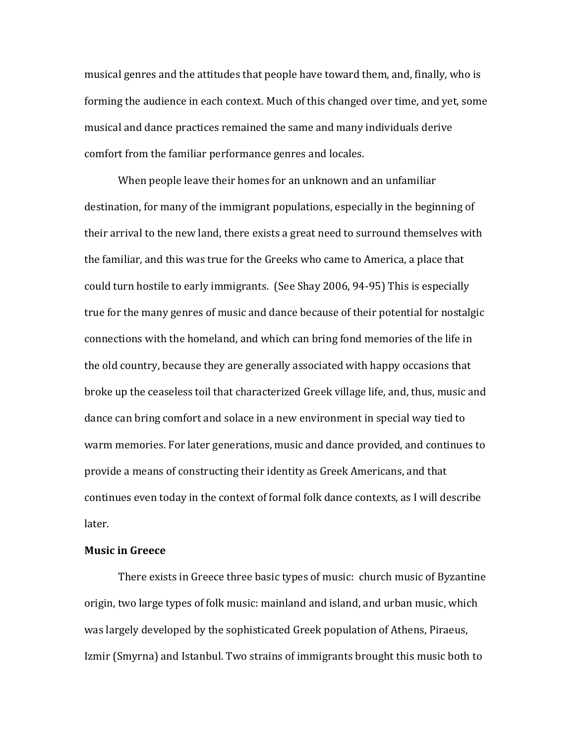musical genres and the attitudes that people have toward them, and, finally, who is forming the audience in each context. Much of this changed over time, and yet, some musical and dance practices remained the same and many individuals derive comfort from the familiar performance genres and locales.

When people leave their homes for an unknown and an unfamiliar destination, for many of the immigrant populations, especially in the beginning of their arrival to the new land, there exists a great need to surround themselves with the familiar, and this was true for the Greeks who came to America, a place that could turn hostile to early immigrants. (See Shay 2006, 94-95) This is especially true for the many genres of music and dance because of their potential for nostalgic connections with the homeland, and which can bring fond memories of the life in the old country, because they are generally associated with happy occasions that broke up the ceaseless toil that characterized Greek village life, and, thus, music and dance can bring comfort and solace in a new environment in special way tied to warm memories. For later generations, music and dance provided, and continues to provide a means of constructing their identity as Greek Americans, and that continues even today in the context of formal folk dance contexts, as I will describe later.

**Music in Greece**

There exists in Greece three basic types of music: church music of Byzantine origin, two large types of folk music: mainland and island, and urban music, which was largely developed by the sophisticated Greek population of Athens, Piraeus, Izmir (Smyrna) and Istanbul. Two strains of immigrants brought this music both to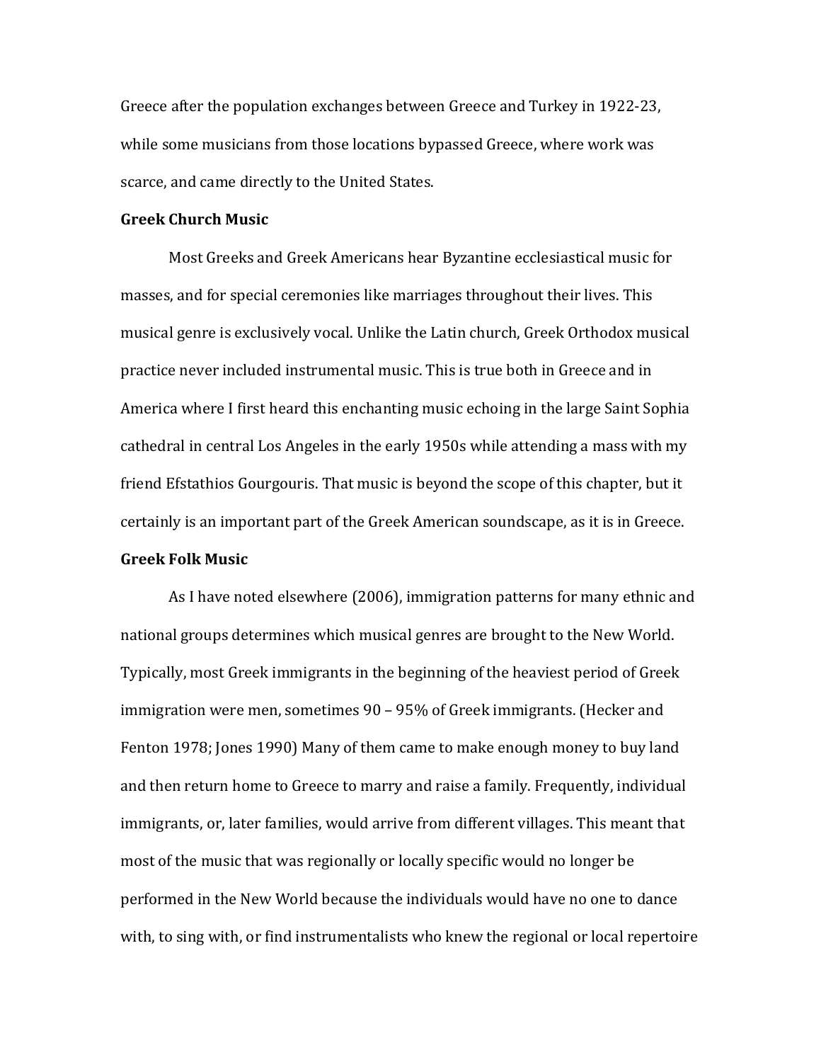Greece after the population exchanges between Greece and Turkey in 1922-23, while some musicians from those locations bypassed Greece, where work was scarce, and came directly to the United States.

**Greek Church Music**

Most Greeks and Greek Americans hear Byzantine ecclesiastical music for masses, and for special ceremonies like marriages throughout their lives. This musical genre is exclusively vocal. Unlike the Latin church, Greek Orthodox musical practice never included instrumental music. This is true both in Greece and in America where I first heard this enchanting music echoing in the large Saint Sophia cathedral in central Los Angeles in the early 1950s while attending a mass with my friend Efstathios Gourgouris. That music is beyond the scope of this chapter, but it certainly is an important part of the Greek American soundscape, as it is in Greece.

**Greek Folk Music**

As I have noted elsewhere (2006), immigration patterns for many ethnic and national groups determines which musical genres are brought to the New World. Typically, most Greek immigrants in the beginning of the heaviest period of Greek immigration were men, sometimes 90 – 95% of Greek immigrants. (Hecker and Fenton 1978; Jones 1990) Many of them came to make enough money to buy land and then return home to Greece to marry and raise a family. Frequently, individual immigrants, or, later families, would arrive from different villages. This meant that most of the music that was regionally or locally specific would no longer be performed in the New World because the individuals would have no one to dance with, to sing with, or find instrumentalists who knew the regional or local repertoire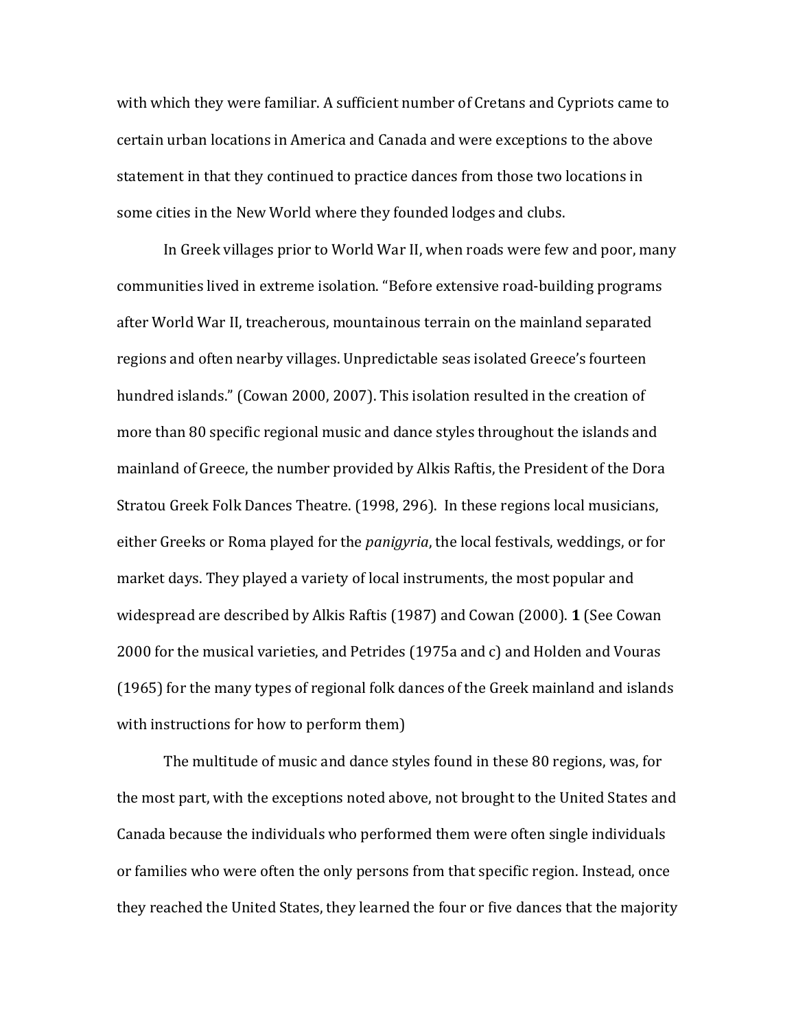with which they were familiar. A sufficient number of Cretans and Cypriots came to certain urban locations in America and Canada and were exceptions to the above statement in that they continued to practice dances from those two locations in some cities in the New World where they founded lodges and clubs.

In Greek villages prior to World War II, when roads were few and poor, many communities lived in extreme isolation. "Before extensive road-building programs after World War II, treacherous, mountainous terrain on the mainland separated regions and often nearby villages. Unpredictable seas isolated Greece's fourteen hundred islands." (Cowan 2000, 2007). This isolation resulted in the creation of more than 80 specific regional music and dance styles throughout the islands and mainland of Greece, the number provided by Alkis Raftis, the President of the Dora Stratou Greek Folk Dances Theatre. (1998, 296). In these regions local musicians, either Greeks or Roma played for the *panigyria*, the local festivals, weddings, or for market days. They played a variety of local instruments, the most popular and widespread are described by Alkis Raftis (1987) and Cowan (2000). **1** (See Cowan 2000 for the musical varieties, and Petrides (1975a and c) and Holden and Vouras (1965) for the many types of regional folk dances of the Greek mainland and islands with instructions for how to perform them)

The multitude of music and dance styles found in these 80 regions, was, for the most part, with the exceptions noted above, not brought to the United States and Canada because the individuals who performed them were often single individuals or families who were often the only persons from that specific region. Instead, once they reached the United States, they learned the four or five dances that the majority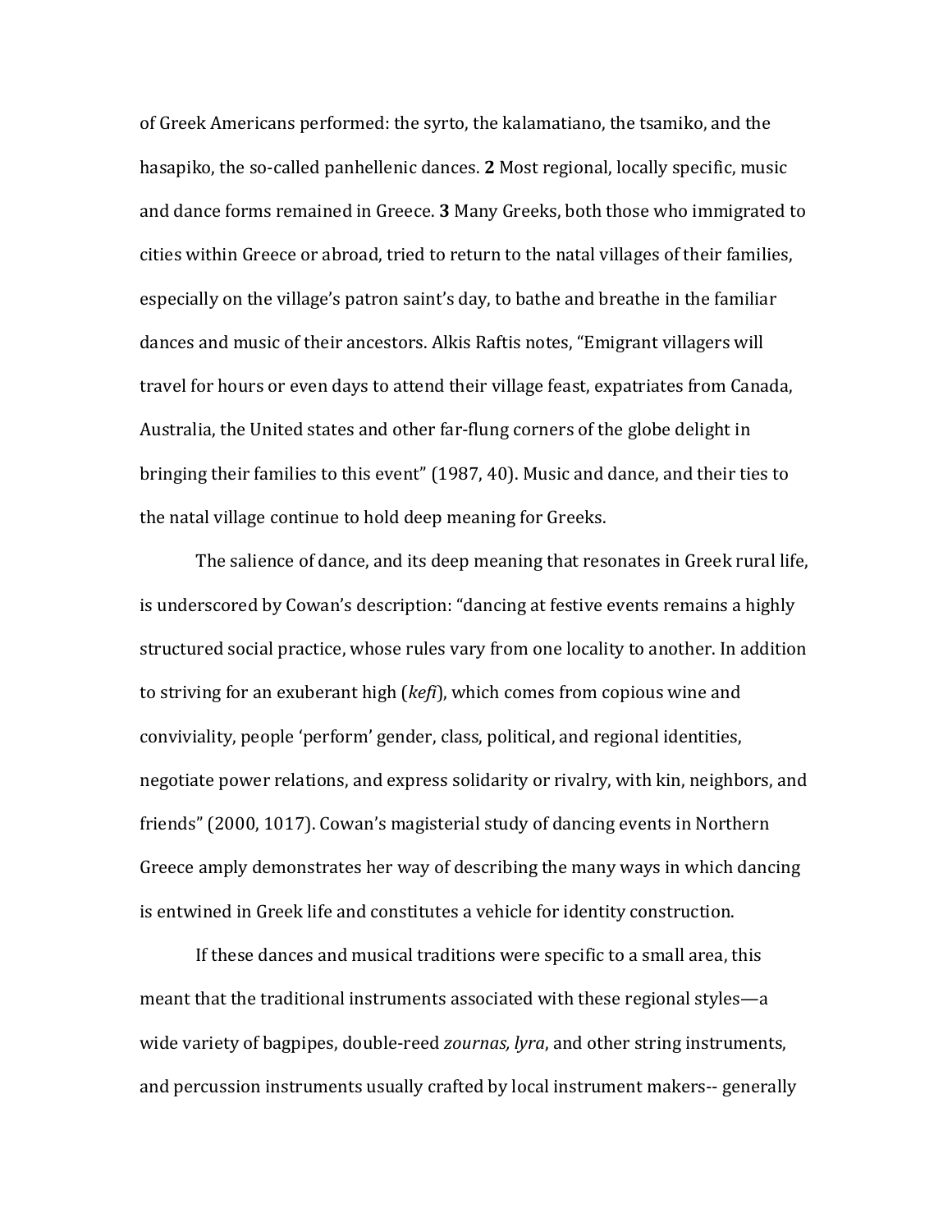of Greek Americans performed: the syrto, the kalamatiano, the tsamiko, and the hasapiko, the so-called panhellenic dances. **2** Most regional, locally specific, music and dance forms remained in Greece. **3** Many Greeks, both those who immigrated to cities within Greece or abroad, tried to return to the natal villages of their families, especially on the village's patron saint's day, to bathe and breathe in the familiar dances and music of their ancestors. Alkis Raftis notes, "Emigrant villagers will travel for hours or even days to attend their village feast, expatriates from Canada, Australia, the United states and other far-flung corners of the globe delight in bringing their families to this event" (1987, 40). Music and dance, and their ties to the natal village continue to hold deep meaning for Greeks.

The salience of dance, and its deep meaning that resonates in Greek rural life, is underscored by Cowan's description: "dancing at festive events remains a highly structured social practice, whose rules vary from one locality to another. In addition to striving for an exuberant high (*kefi*), which comes from copious wine and conviviality, people 'perform' gender, class, political, and regional identities, negotiate power relations, and express solidarity or rivalry, with kin, neighbors, and friends" (2000, 1017). Cowan's magisterial study of dancing events in Northern Greece amply demonstrates her way of describing the many ways in which dancing is entwined in Greek life and constitutes a vehicle for identity construction.

If these dances and musical traditions were specific to a small area, this meant that the traditional instruments associated with these regional styles—a wide variety of bagpipes, double-reed *zournas, lyra*, and other string instruments, and percussion instruments usually crafted by local instrument makers-- generally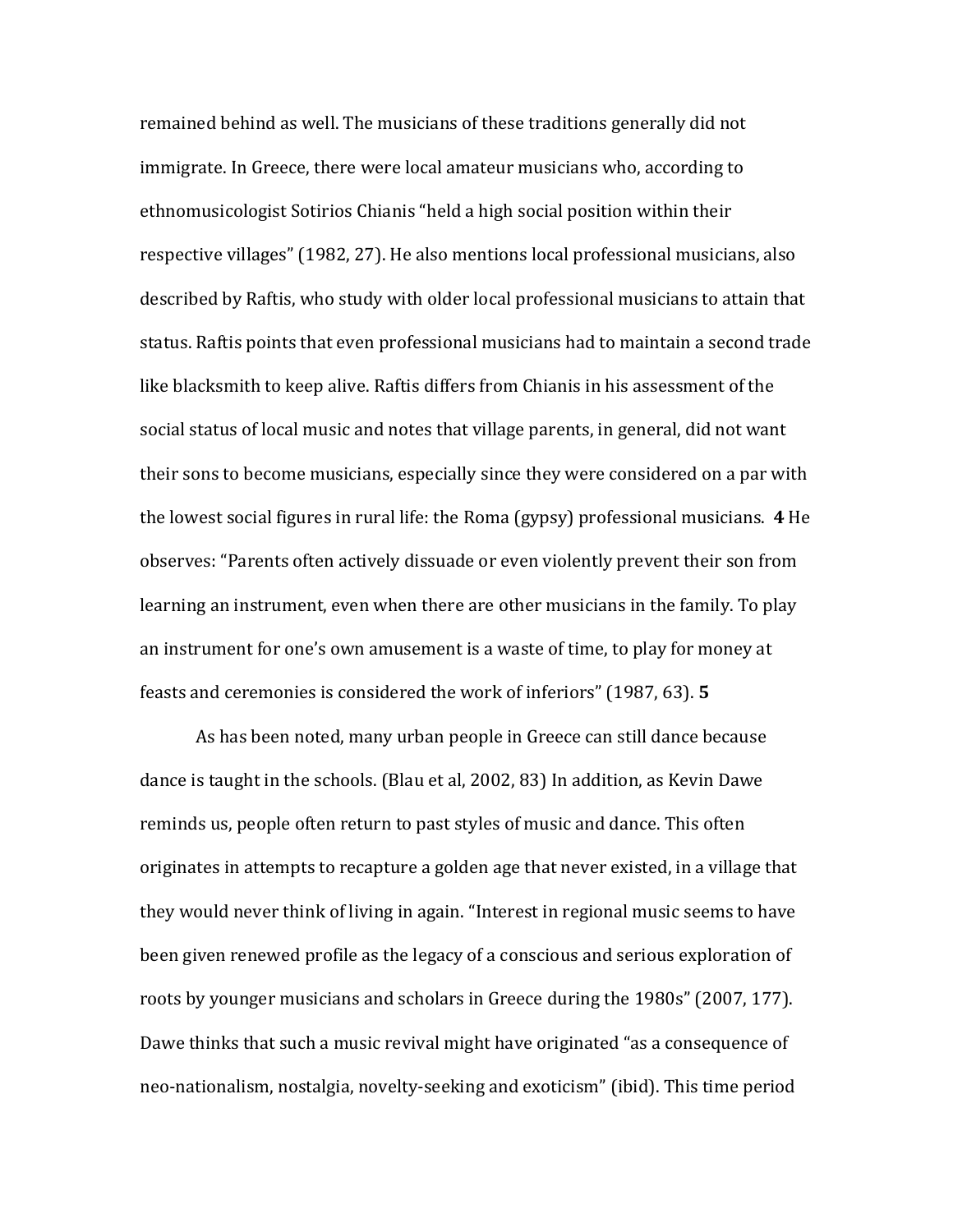remained behind as well. The musicians of these traditions generally did not immigrate. In Greece, there were local amateur musicians who, according to ethnomusicologist Sotirios Chianis "held a high social position within their respective villages" (1982, 27). He also mentions local professional musicians, also described by Raftis, who study with older local professional musicians to attain that status. Raftis points that even professional musicians had to maintain a second trade like blacksmith to keep alive. Raftis differs from Chianis in his assessment of the social status of local music and notes that village parents, in general, did not want their sons to become musicians, especially since they were considered on a par with the lowest social figures in rural life: the Roma (gypsy) professional musicians. **4** He observes: "Parents often actively dissuade or even violently prevent their son from learning an instrument, even when there are other musicians in the family. To play an instrument for one's own amusement is a waste of time, to play for money at feasts and ceremonies is considered the work of inferiors" (1987, 63). **5**

As has been noted, many urban people in Greece can still dance because dance is taught in the schools. (Blau et al, 2002, 83) In addition, as Kevin Dawe reminds us, people often return to past styles of music and dance. This often originates in attempts to recapture a golden age that never existed, in a village that they would never think of living in again. "Interest in regional music seems to have been given renewed profile as the legacy of a conscious and serious exploration of roots by younger musicians and scholars in Greece during the 1980s" (2007, 177). Dawe thinks that such a music revival might have originated "as a consequence of neo-nationalism, nostalgia, novelty-seeking and exoticism" (ibid). This time period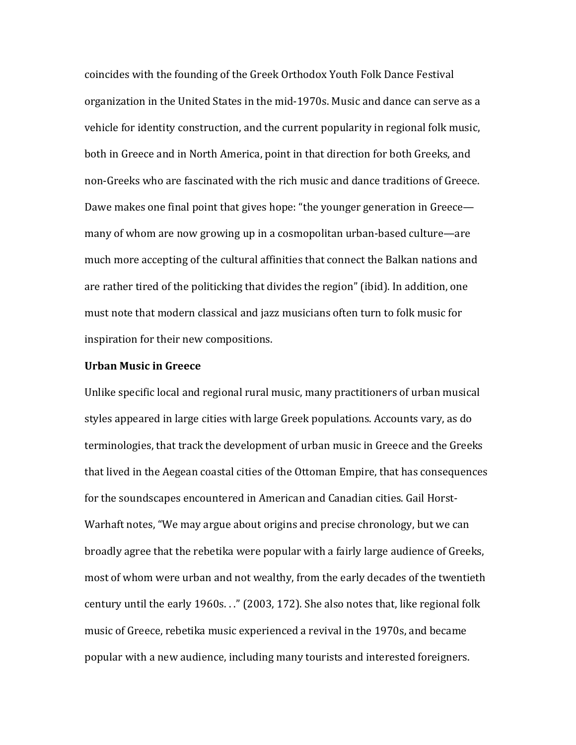coincides with the founding of the Greek Orthodox Youth Folk Dance Festival organization in the United States in the mid-1970s. Music and dance can serve as a vehicle for identity construction, and the current popularity in regional folk music, both in Greece and in North America, point in that direction for both Greeks, and non-Greeks who are fascinated with the rich music and dance traditions of Greece. Dawe makes one final point that gives hope: "the younger generation in Greece—many of whom are now growing up in a cosmopolitan urban-based culture—are much more accepting of the cultural affinities that connect the Balkan nations and are rather tired of the politicking that divides the region" (ibid). In addition, one must note that modern classical and jazz musicians often turn to folk music for inspiration for their new compositions.

**Urban Music in Greece**

Unlike specific local and regional rural music, many practitioners of urban musical styles appeared in large cities with large Greek populations. Accounts vary, as do terminologies, that track the development of urban music in Greece and the Greeks that lived in the Aegean coastal cities of the Ottoman Empire, that has consequences for the soundscapes encountered in American and Canadian cities. Gail Horst-Warhaft notes, "We may argue about origins and precise chronology, but we can broadly agree that the rebetika were popular with a fairly large audience of Greeks, most of whom were urban and not wealthy, from the early decades of the twentieth century until the early 1960s. . ." (2003, 172). She also notes that, like regional folk music of Greece, rebetika music experienced a revival in the 1970s, and became popular with a new audience, including many tourists and interested foreigners.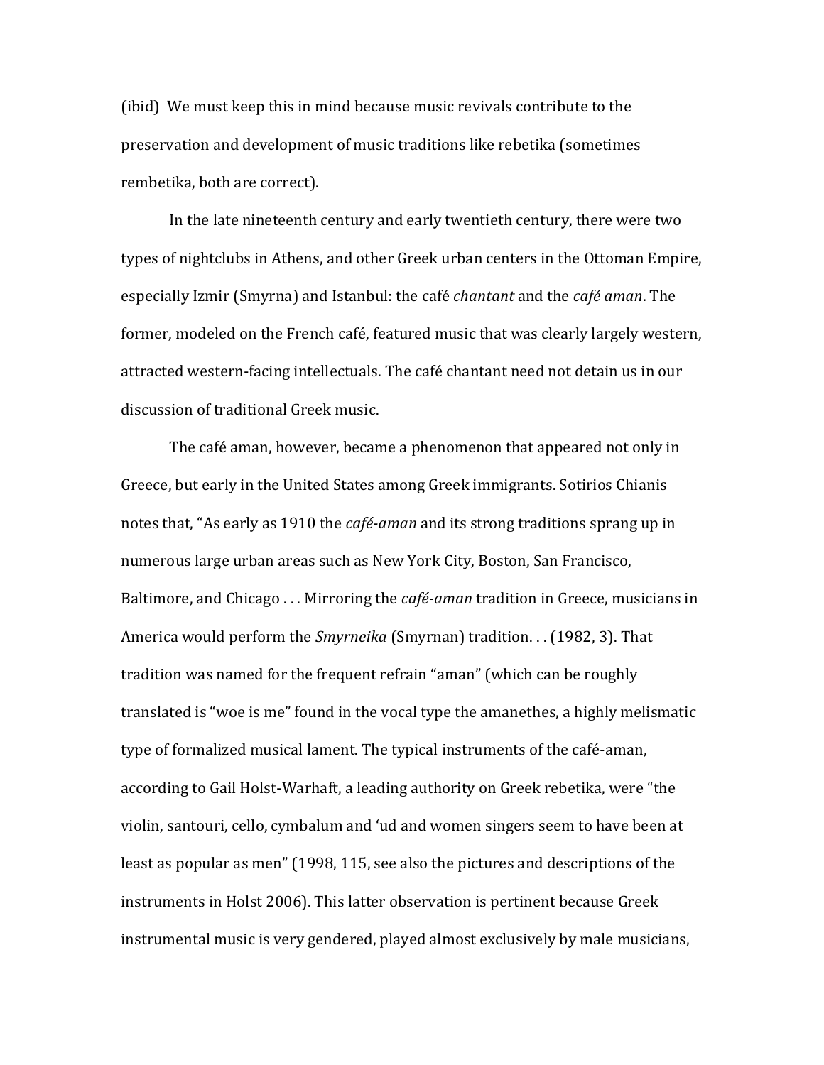(ibid) We must keep this in mind because music revivals contribute to the preservation and development of music traditions like rebetika (sometimes rembetika, both are correct).

In the late nineteenth century and early twentieth century, there were two types of nightclubs in Athens, and other Greek urban centers in the Ottoman Empire, especially Izmir (Smyrna) and Istanbul: the café *chantant* and the *café aman*. The former, modeled on the French café, featured music that was clearly largely western, attracted western-facing intellectuals. The café chantant need not detain us in our discussion of traditional Greek music.

The café aman, however, became a phenomenon that appeared not only in Greece, but early in the United States among Greek immigrants. Sotirios Chianis notes that, "As early as 1910 the *café-aman* and its strong traditions sprang up in numerous large urban areas such as New York City, Boston, San Francisco, Baltimore, and Chicago . . . Mirroring the *café-aman* tradition in Greece, musicians in America would perform the *Smyrneika* (Smyrnan) tradition. . . (1982, 3). That tradition was named for the frequent refrain "aman" (which can be roughly translated is "woe is me" found in the vocal type the amanethes, a highly melismatic type of formalized musical lament. The typical instruments of the café-aman, according to Gail Holst-Warhaft, a leading authority on Greek rebetika, were "the violin, santouri, cello, cymbalum and 'ud and women singers seem to have been at least as popular as men" (1998, 115, see also the pictures and descriptions of the instruments in Holst 2006). This latter observation is pertinent because Greek instrumental music is very gendered, played almost exclusively by male musicians,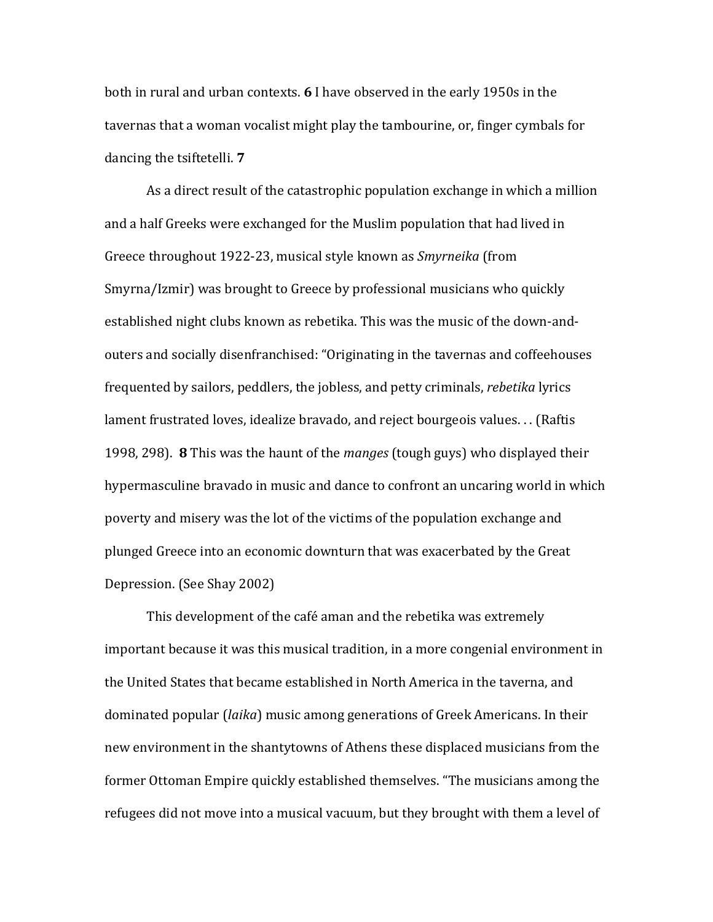both in rural and urban contexts. **6** I have observed in the early 1950s in the tavernas that a woman vocalist might play the tambourine, or, finger cymbals for dancing the tsiftetelli. **7**

As a direct result of the catastrophic population exchange in which a million and a half Greeks were exchanged for the Muslim population that had lived in Greece throughout 1922-23, musical style known as *Smyrneika* (from Smyrna/Izmir) was brought to Greece by professional musicians who quickly established night clubs known as rebetika. This was the music of the down-and-outers and socially disenfranchised: "Originating in the tavernas and coffeehouses frequented by sailors, peddlers, the jobless, and petty criminals, *rebetika* lyrics lament frustrated loves, idealize bravado, and reject bourgeois values. . . (Raftis 1998, 298). **8** This was the haunt of the *manges* (tough guys) who displayed their hypermasculine bravado in music and dance to confront an uncaring world in which poverty and misery was the lot of the victims of the population exchange and plunged Greece into an economic downturn that was exacerbated by the Great Depression. (See Shay 2002)

This development of the café aman and the rebetika was extremely important because it was this musical tradition, in a more congenial environment in the United States that became established in North America in the taverna, and dominated popular (*laika*) music among generations of Greek Americans. In their new environment in the shantytowns of Athens these displaced musicians from the former Ottoman Empire quickly established themselves. "The musicians among the refugees did not move into a musical vacuum, but they brought with them a level of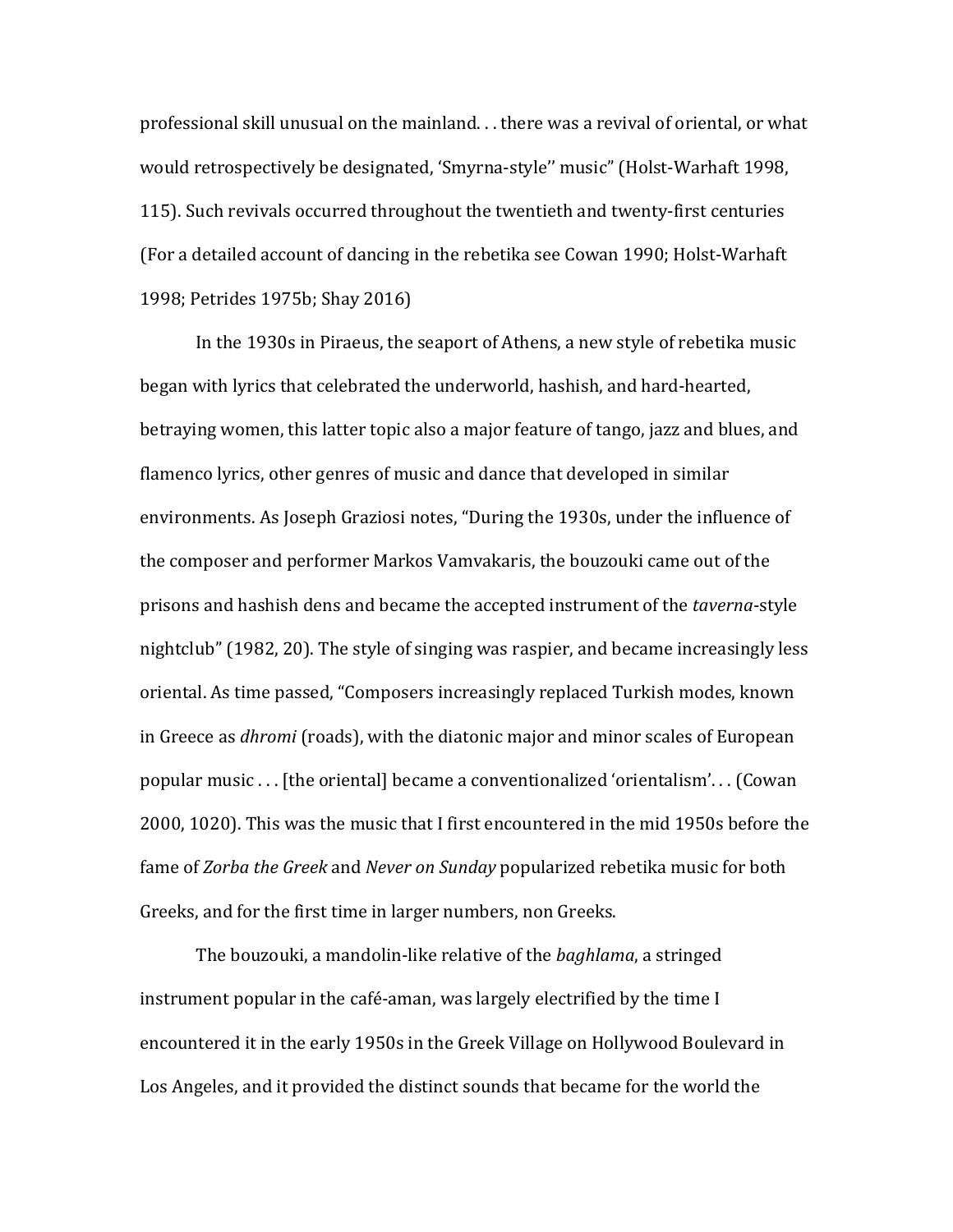professional skill unusual on the mainland. . . there was a revival of oriental, or what would retrospectively be designated, 'Smyrna-style'' music" (Holst-Warhaft 1998, 115). Such revivals occurred throughout the twentieth and twenty-first centuries (For a detailed account of dancing in the rebetika see Cowan 1990; Holst-Warhaft 1998; Petrides 1975b; Shay 2016)

In the 1930s in Piraeus, the seaport of Athens, a new style of rebetika music began with lyrics that celebrated the underworld, hashish, and hard-hearted, betraying women, this latter topic also a major feature of tango, jazz and blues, and flamenco lyrics, other genres of music and dance that developed in similar environments. As Joseph Graziosi notes, "During the 1930s, under the influence of the composer and performer Markos Vamvakaris, the bouzouki came out of the prisons and hashish dens and became the accepted instrument of the *taverna*-style nightclub" (1982, 20). The style of singing was raspier, and became increasingly less oriental. As time passed, "Composers increasingly replaced Turkish modes, known in Greece as *dhromi* (roads), with the diatonic major and minor scales of European popular music . . . [the oriental] became a conventionalized 'orientalism'. . . (Cowan 2000, 1020). This was the music that I first encountered in the mid 1950s before the fame of *Zorba the Greek* and *Never on Sunday* popularized rebetika music for both Greeks, and for the first time in larger numbers, non Greeks.

The bouzouki, a mandolin-like relative of the *baghlama*, a stringed instrument popular in the café-aman, was largely electrified by the time I encountered it in the early 1950s in the Greek Village on Hollywood Boulevard in Los Angeles, and it provided the distinct sounds that became for the world the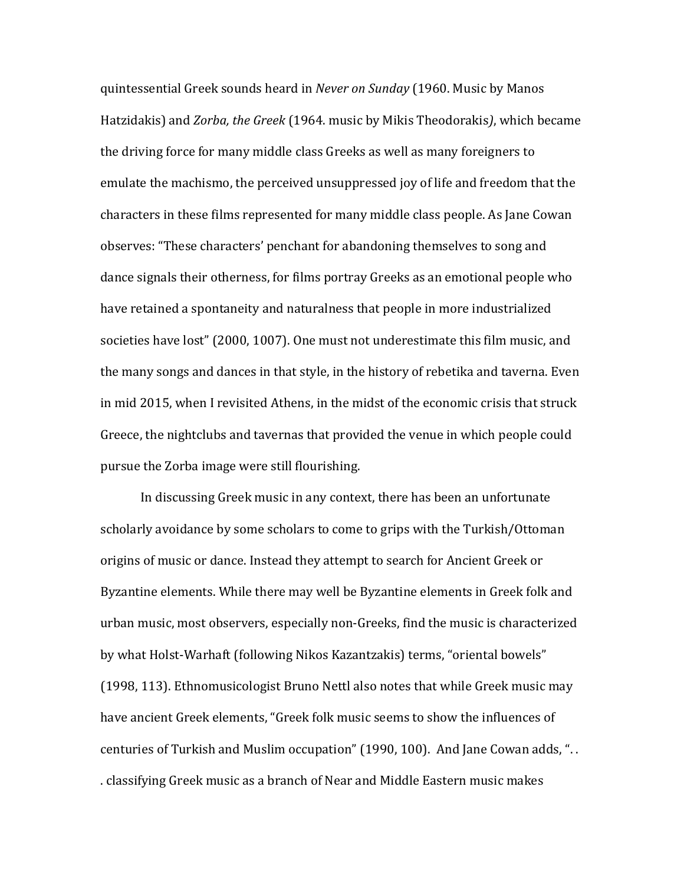quintessential Greek sounds heard in *Never on Sunday* (1960. Music by Manos Hatzidakis) and *Zorba, the Greek* (1964. music by Mikis Theodorakis*)*, which became the driving force for many middle class Greeks as well as many foreigners to emulate the machismo, the perceived unsuppressed joy of life and freedom that the characters in these films represented for many middle class people. As Jane Cowan observes: "These characters' penchant for abandoning themselves to song and dance signals their otherness, for films portray Greeks as an emotional people who have retained a spontaneity and naturalness that people in more industrialized societies have lost" (2000, 1007). One must not underestimate this film music, and the many songs and dances in that style, in the history of rebetika and taverna. Even in mid 2015, when I revisited Athens, in the midst of the economic crisis that struck Greece, the nightclubs and tavernas that provided the venue in which people could pursue the Zorba image were still flourishing.

In discussing Greek music in any context, there has been an unfortunate scholarly avoidance by some scholars to come to grips with the Turkish/Ottoman origins of music or dance. Instead they attempt to search for Ancient Greek or Byzantine elements. While there may well be Byzantine elements in Greek folk and urban music, most observers, especially non-Greeks, find the music is characterized by what Holst-Warhaft (following Nikos Kazantzakis) terms, "oriental bowels" (1998, 113). Ethnomusicologist Bruno Nettl also notes that while Greek music may have ancient Greek elements, "Greek folk music seems to show the influences of centuries of Turkish and Muslim occupation" (1990, 100). And Jane Cowan adds, ". . . classifying Greek music as a branch of Near and Middle Eastern music makes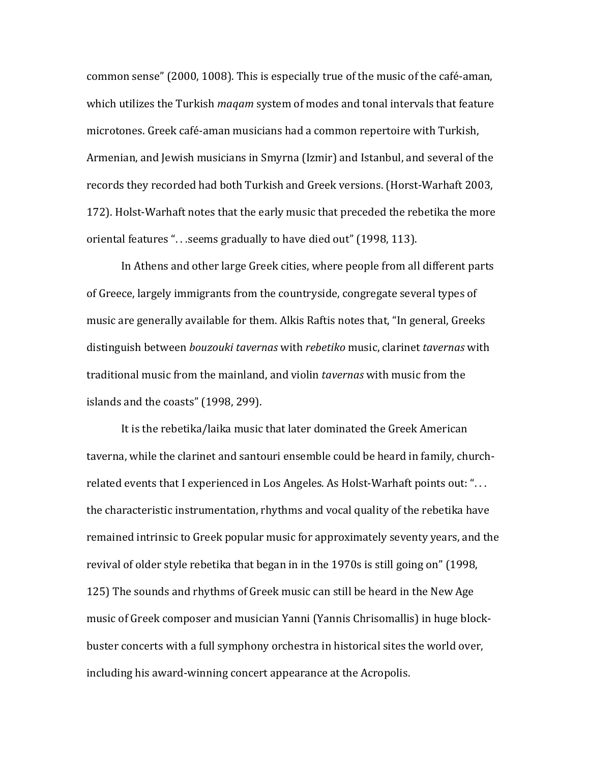common sense" (2000, 1008). This is especially true of the music of the café-aman, which utilizes the Turkish *maqam* system of modes and tonal intervals that feature microtones. Greek café-aman musicians had a common repertoire with Turkish, Armenian, and Jewish musicians in Smyrna (Izmir) and Istanbul, and several of the records they recorded had both Turkish and Greek versions. (Horst-Warhaft 2003, 172). Holst-Warhaft notes that the early music that preceded the rebetika the more oriental features ". . .seems gradually to have died out" (1998, 113).

In Athens and other large Greek cities, where people from all different parts of Greece, largely immigrants from the countryside, congregate several types of music are generally available for them. Alkis Raftis notes that, "In general, Greeks distinguish between *bouzouki tavernas* with *rebetiko* music, clarinet *tavernas* with traditional music from the mainland, and violin *tavernas* with music from the islands and the coasts" (1998, 299).

It is the rebetika/laika music that later dominated the Greek American taverna, while the clarinet and santouri ensemble could be heard in family, church-related events that I experienced in Los Angeles. As Holst-Warhaft points out: ". . . the characteristic instrumentation, rhythms and vocal quality of the rebetika have remained intrinsic to Greek popular music for approximately seventy years, and the revival of older style rebetika that began in in the 1970s is still going on" (1998, 125) The sounds and rhythms of Greek music can still be heard in the New Age music of Greek composer and musician Yanni (Yannis Chrisomallis) in huge block-buster concerts with a full symphony orchestra in historical sites the world over, including his award-winning concert appearance at the Acropolis.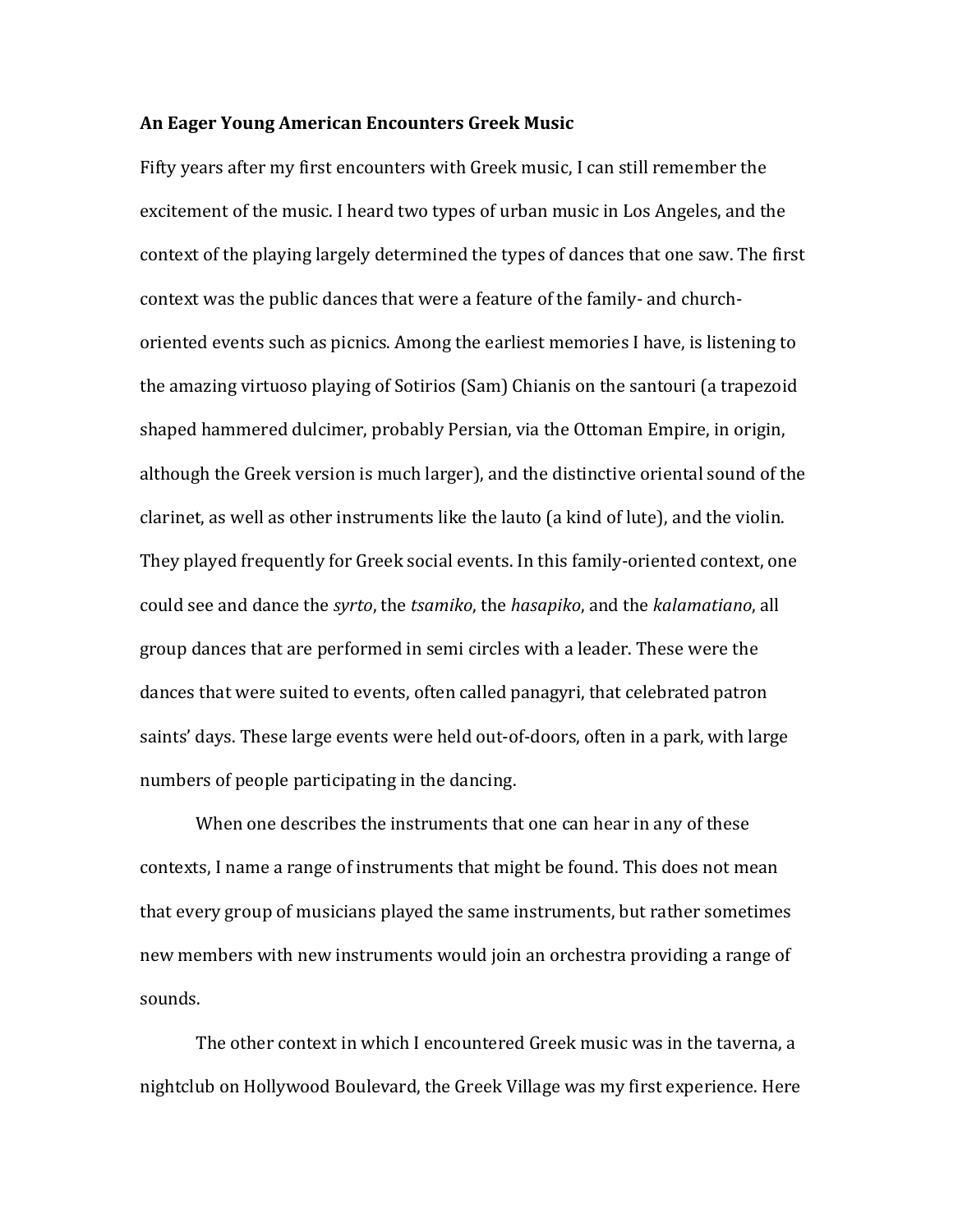**An Eager Young American Encounters Greek Music**

Fifty years after my first encounters with Greek music, I can still remember the excitement of the music. I heard two types of urban music in Los Angeles, and the context of the playing largely determined the types of dances that one saw. The first context was the public dances that were a feature of the family- and church-oriented events such as picnics. Among the earliest memories I have, is listening to the amazing virtuoso playing of Sotirios (Sam) Chianis on the santouri (a trapezoid shaped hammered dulcimer, probably Persian, via the Ottoman Empire, in origin, although the Greek version is much larger), and the distinctive oriental sound of the clarinet, as well as other instruments like the lauto (a kind of lute), and the violin. They played frequently for Greek social events. In this family-oriented context, one could see and dance the *syrto*, the *tsamiko*, the *hasapiko*, and the *kalamatiano*, all group dances that are performed in semi circles with a leader. These were the dances that were suited to events, often called panagyri, that celebrated patron saints' days. These large events were held out-of-doors, often in a park, with large numbers of people participating in the dancing.

When one describes the instruments that one can hear in any of these contexts, I name a range of instruments that might be found. This does not mean that every group of musicians played the same instruments, but rather sometimes new members with new instruments would join an orchestra providing a range of sounds.

The other context in which I encountered Greek music was in the taverna, a nightclub on Hollywood Boulevard, the Greek Village was my first experience. Here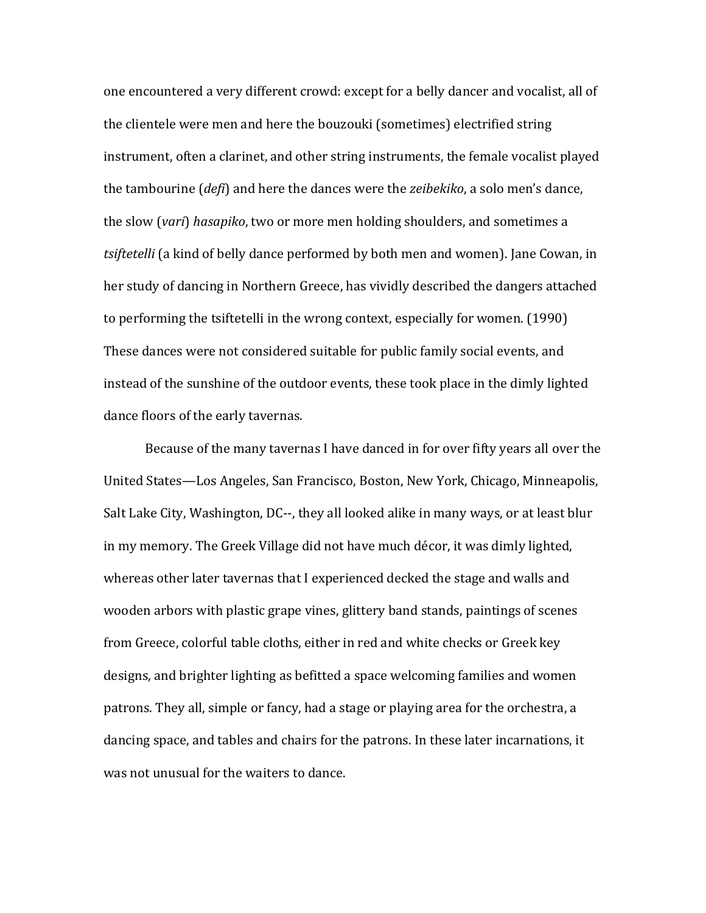one encountered a very different crowd: except for a belly dancer and vocalist, all of the clientele were men and here the bouzouki (sometimes) electrified string instrument, often a clarinet, and other string instruments, the female vocalist played the tambourine (*defi*) and here the dances were the *zeibekiko*, a solo men's dance, the slow (*varí*) *hasapiko*, two or more men holding shoulders, and sometimes a *tsiftetelli* (a kind of belly dance performed by both men and women). Jane Cowan, in her study of dancing in Northern Greece, has vividly described the dangers attached to performing the tsiftetelli in the wrong context, especially for women. (1990) These dances were not considered suitable for public family social events, and instead of the sunshine of the outdoor events, these took place in the dimly lighted dance floors of the early tavernas.

Because of the many tavernas I have danced in for over fifty years all over the United States—Los Angeles, San Francisco, Boston, New York, Chicago, Minneapolis, Salt Lake City, Washington, DC--, they all looked alike in many ways, or at least blur in my memory. The Greek Village did not have much décor, it was dimly lighted, whereas other later tavernas that I experienced decked the stage and walls and wooden arbors with plastic grape vines, glittery band stands, paintings of scenes from Greece, colorful table cloths, either in red and white checks or Greek key designs, and brighter lighting as befitted a space welcoming families and women patrons. They all, simple or fancy, had a stage or playing area for the orchestra, a dancing space, and tables and chairs for the patrons. In these later incarnations, it was not unusual for the waiters to dance.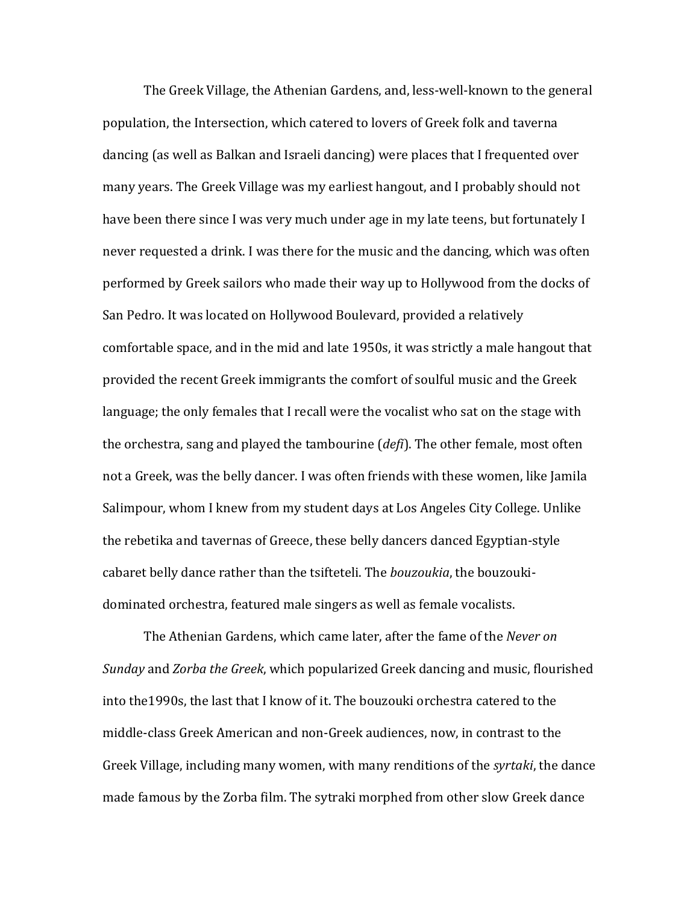The Greek Village, the Athenian Gardens, and, less-well-known to the general population, the Intersection, which catered to lovers of Greek folk and taverna dancing (as well as Balkan and Israeli dancing) were places that I frequented over many years. The Greek Village was my earliest hangout, and I probably should not have been there since I was very much under age in my late teens, but fortunately I never requested a drink. I was there for the music and the dancing, which was often performed by Greek sailors who made their way up to Hollywood from the docks of San Pedro. It was located on Hollywood Boulevard, provided a relatively comfortable space, and in the mid and late 1950s, it was strictly a male hangout that provided the recent Greek immigrants the comfort of soulful music and the Greek language; the only females that I recall were the vocalist who sat on the stage with the orchestra, sang and played the tambourine (*defi*). The other female, most often not a Greek, was the belly dancer. I was often friends with these women, like Jamila Salimpour, whom I knew from my student days at Los Angeles City College. Unlike the rebetika and tavernas of Greece, these belly dancers danced Egyptian-style cabaret belly dance rather than the tsifteteli. The *bouzoukia*, the bouzouki-dominated orchestra, featured male singers as well as female vocalists.

The Athenian Gardens, which came later, after the fame of the *Never on Sunday* and *Zorba the Greek*, which popularized Greek dancing and music, flourished into the1990s, the last that I know of it. The bouzouki orchestra catered to the middle-class Greek American and non-Greek audiences, now, in contrast to the Greek Village, including many women, with many renditions of the *syrtaki*, the dance made famous by the Zorba film. The sytraki morphed from other slow Greek dance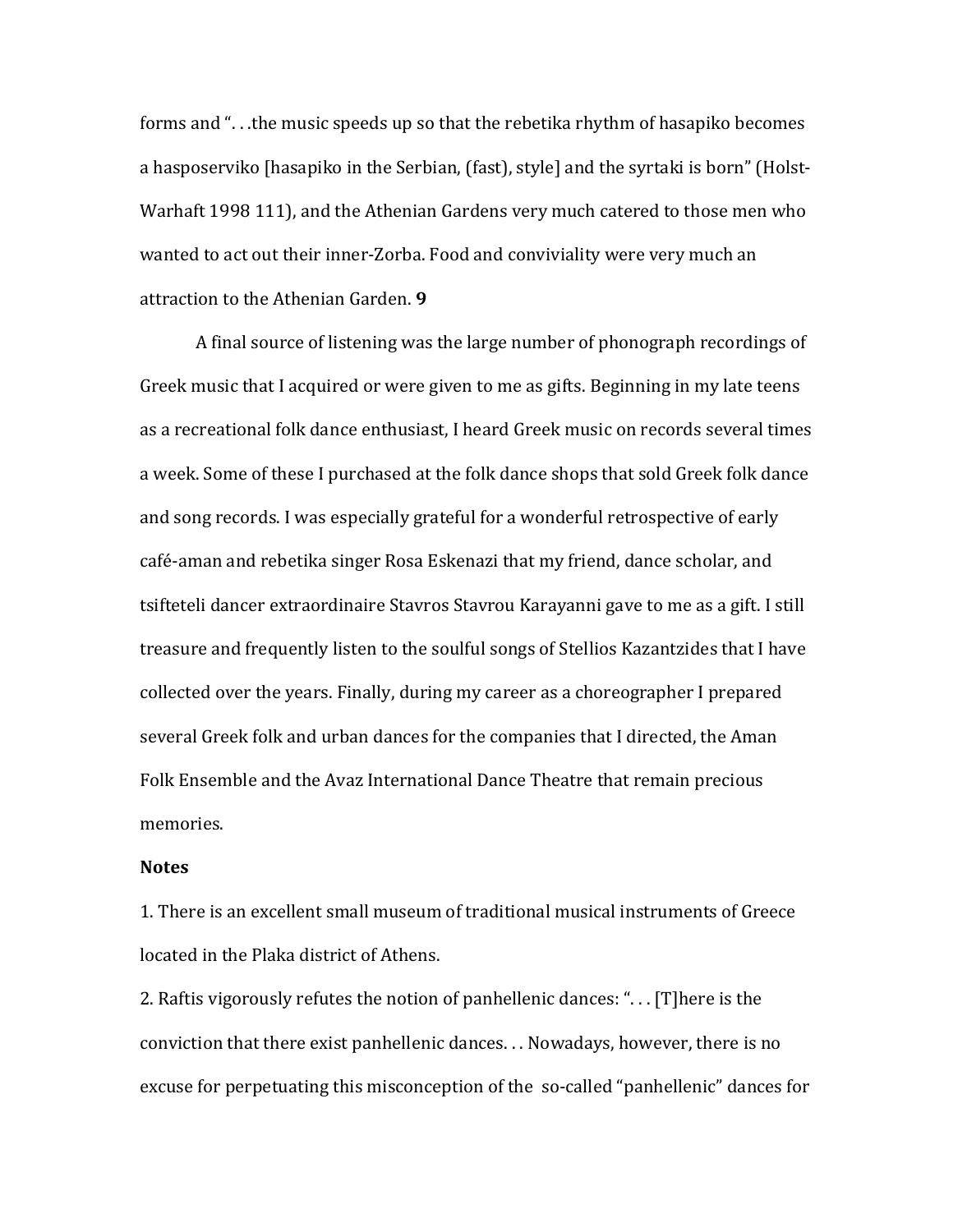forms and "...the music speeds up so that the rebetika rhythm of hasapiko becomes a hasposerviko [hasapiko in the Serbian, (fast), style] and the syrtaki is born" (Holst-Warhaft 1998 111), and the Athenian Gardens very much catered to those men who wanted to act out their inner-Zorba. Food and conviviality were very much an attraction to the Athenian Garden. **9**

A final source of listening was the large number of phonograph recordings of Greek music that I acquired or were given to me as gifts. Beginning in my late teens as a recreational folk dance enthusiast, I heard Greek music on records several times a week. Some of these I purchased at the folk dance shops that sold Greek folk dance and song records. I was especially grateful for a wonderful retrospective of early café-aman and rebetika singer Rosa Eskenazi that my friend, dance scholar, and tsifteteli dancer extraordinaire Stavros Stavrou Karayanni gave to me as a gift. I still treasure and frequently listen to the soulful songs of Stellios Kazantzides that I have collected over the years. Finally, during my career as a choreographer I prepared several Greek folk and urban dances for the companies that I directed, the Aman Folk Ensemble and the Avaz International Dance Theatre that remain precious memories.

**Notes**

1. There is an excellent small museum of traditional musical instruments of Greece located in the Plaka district of Athens.

2. Raftis vigorously refutes the notion of panhellenic dances: "... [T]here is the conviction that there exist panhellenic dances... Nowadays, however, there is no excuse for perpetuating this misconception of the so-called "panhellenic" dances for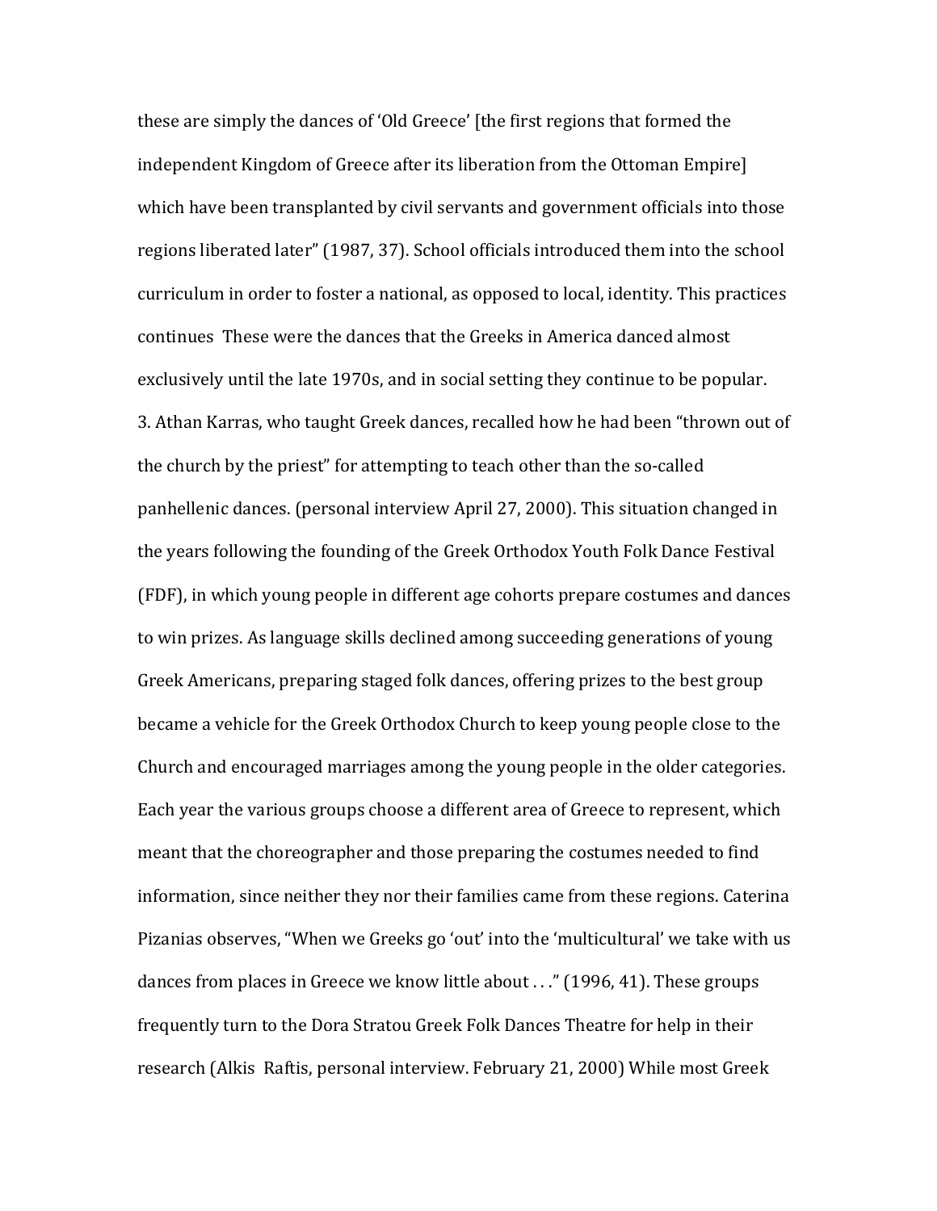these are simply the dances of 'Old Greece' [the first regions that formed the independent Kingdom of Greece after its liberation from the Ottoman Empire] which have been transplanted by civil servants and government officials into those regions liberated later" (1987, 37). School officials introduced them into the school curriculum in order to foster a national, as opposed to local, identity. This practices continues These were the dances that the Greeks in America danced almost exclusively until the late 1970s, and in social setting they continue to be popular.

3. Athan Karras, who taught Greek dances, recalled how he had been "thrown out of the church by the priest" for attempting to teach other than the so-called panhellenic dances. (personal interview April 27, 2000). This situation changed in the years following the founding of the Greek Orthodox Youth Folk Dance Festival (FDF), in which young people in different age cohorts prepare costumes and dances to win prizes. As language skills declined among succeeding generations of young Greek Americans, preparing staged folk dances, offering prizes to the best group became a vehicle for the Greek Orthodox Church to keep young people close to the Church and encouraged marriages among the young people in the older categories. Each year the various groups choose a different area of Greece to represent, which meant that the choreographer and those preparing the costumes needed to find information, since neither they nor their families came from these regions. Caterina Pizanias observes, "When we Greeks go 'out' into the 'multicultural' we take with us dances from places in Greece we know little about . . ." (1996, 41). These groups frequently turn to the Dora Stratou Greek Folk Dances Theatre for help in their research (Alkis Raftis, personal interview. February 21, 2000) While most Greek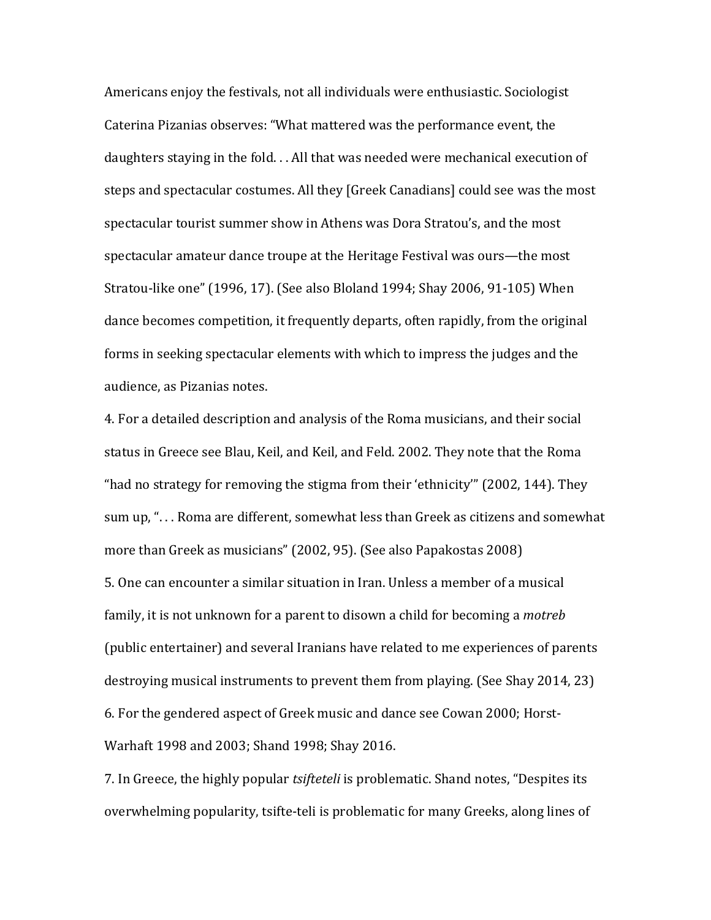Americans enjoy the festivals, not all individuals were enthusiastic. Sociologist Caterina Pizanias observes: "What mattered was the performance event, the daughters staying in the fold. . . All that was needed were mechanical execution of steps and spectacular costumes. All they [Greek Canadians] could see was the most spectacular tourist summer show in Athens was Dora Stratou's, and the most spectacular amateur dance troupe at the Heritage Festival was ours—the most Stratou-like one" (1996, 17). (See also Bloland 1994; Shay 2006, 91-105) When dance becomes competition, it frequently departs, often rapidly, from the original forms in seeking spectacular elements with which to impress the judges and the audience, as Pizanias notes.

4. For a detailed description and analysis of the Roma musicians, and their social status in Greece see Blau, Keil, and Keil, and Feld. 2002. They note that the Roma "had no strategy for removing the stigma from their 'ethnicity'" (2002, 144). They sum up, ". . . Roma are different, somewhat less than Greek as citizens and somewhat more than Greek as musicians" (2002, 95). (See also Papakostas 2008)

5. One can encounter a similar situation in Iran. Unless a member of a musical family, it is not unknown for a parent to disown a child for becoming a *motreb* (public entertainer) and several Iranians have related to me experiences of parents destroying musical instruments to prevent them from playing. (See Shay 2014, 23)

6. For the gendered aspect of Greek music and dance see Cowan 2000; Horst-Warhaft 1998 and 2003; Shand 1998; Shay 2016.

7. In Greece, the highly popular *tsifteteli* is problematic. Shand notes, "Despites its overwhelming popularity, tsifte-teli is problematic for many Greeks, along lines of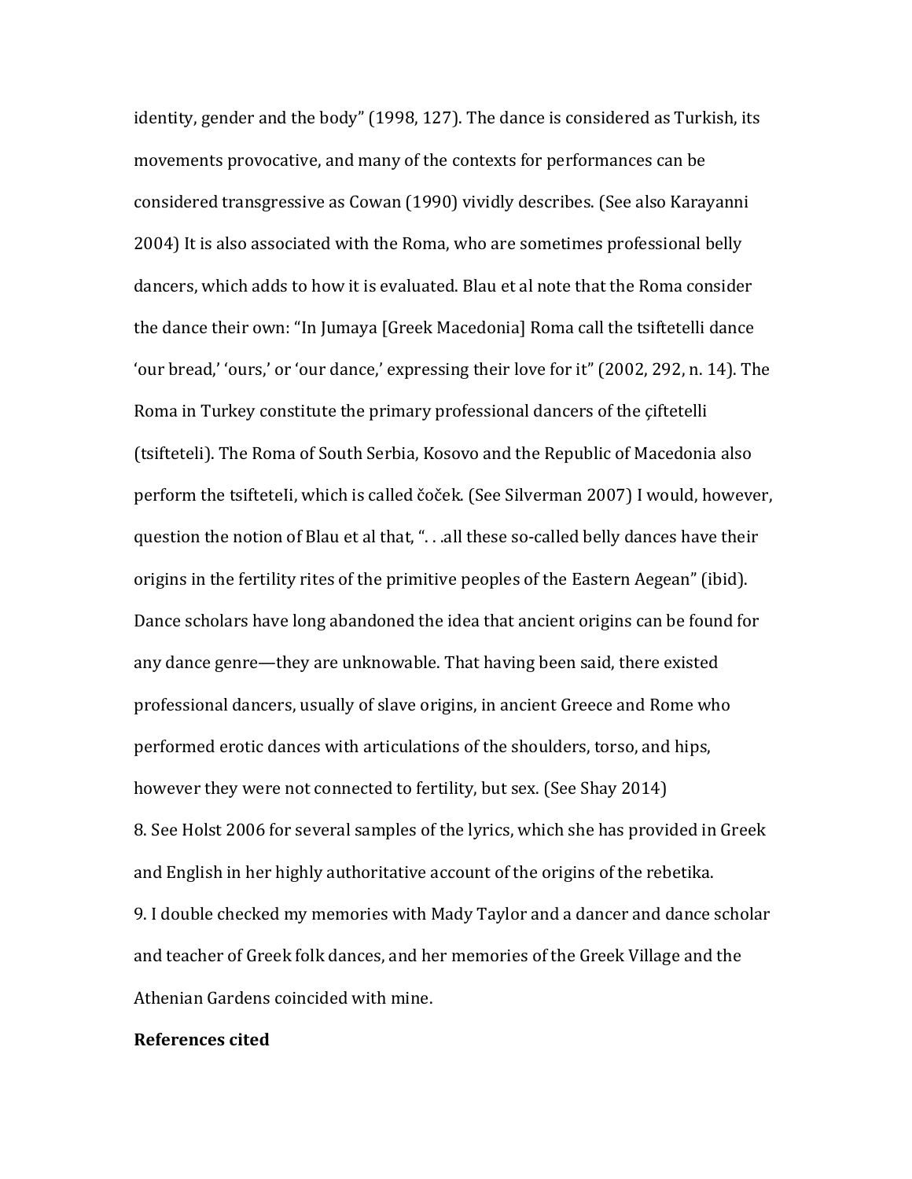identity, gender and the body" (1998, 127). The dance is considered as Turkish, its movements provocative, and many of the contexts for performances can be considered transgressive as Cowan (1990) vividly describes. (See also Karayanni 2004) It is also associated with the Roma, who are sometimes professional belly dancers, which adds to how it is evaluated. Blau et al note that the Roma consider the dance their own: "In Jumaya [Greek Macedonia] Roma call the tsiftetelli dance 'our bread,' 'ours,' or 'our dance,' expressing their love for it" (2002, 292, n. 14). The Roma in Turkey constitute the primary professional dancers of the çiftetelli (tsifteteli). The Roma of South Serbia, Kosovo and the Republic of Macedonia also perform the tsifteteli, which is called čoček. (See Silverman 2007) I would, however, question the notion of Blau et al that, ". . .all these so-called belly dances have their origins in the fertility rites of the primitive peoples of the Eastern Aegean" (ibid). Dance scholars have long abandoned the idea that ancient origins can be found for any dance genre—they are unknowable. That having been said, there existed professional dancers, usually of slave origins, in ancient Greece and Rome who performed erotic dances with articulations of the shoulders, torso, and hips, however they were not connected to fertility, but sex. (See Shay 2014)

8. See Holst 2006 for several samples of the lyrics, which she has provided in Greek and English in her highly authoritative account of the origins of the rebetika.

9. I double checked my memories with Mady Taylor and a dancer and dance scholar and teacher of Greek folk dances, and her memories of the Greek Village and the Athenian Gardens coincided with mine.

**References cited**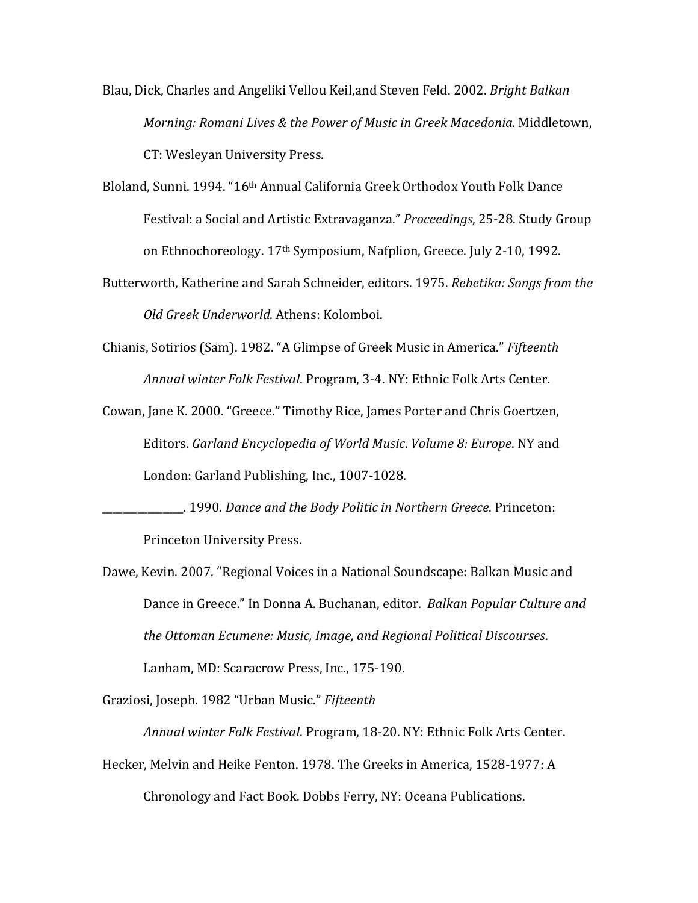Blau, Dick, Charles and Angeliki Vellou Keil,and Steven Feld. 2002. *Bright Balkan Morning: Romani Lives & the Power of Music in Greek Macedonia.* Middletown, CT: Wesleyan University Press.

Bloland, Sunni. 1994. "16th Annual California Greek Orthodox Youth Folk Dance Festival: a Social and Artistic Extravaganza." *Proceedings*, 25-28. Study Group on Ethnochoreology. 17th Symposium, Nafplion, Greece. July 2-10, 1992.

Butterworth, Katherine and Sarah Schneider, editors. 1975. *Rebetika: Songs from the Old Greek Underworld*. Athens: Kolomboi.

Chianis, Sotirios (Sam). 1982. "A Glimpse of Greek Music in America." *Fifteenth Annual winter Folk Festival*. Program, 3-4. NY: Ethnic Folk Arts Center.

Cowan, Jane K. 2000. "Greece." Timothy Rice, James Porter and Chris Goertzen, Editors. *Garland Encyclopedia of World Music*. *Volume 8: Europe*. NY and London: Garland Publishing, Inc., 1007-1028.

_______________. 1990. *Dance and the Body Politic in Northern Greece*. Princeton: Princeton University Press.

Dawe, Kevin. 2007. "Regional Voices in a National Soundscape: Balkan Music and Dance in Greece." In Donna A. Buchanan, editor. *Balkan Popular Culture and the Ottoman Ecumene: Music, Image, and Regional Political Discourses*. Lanham, MD: Scaracrow Press, Inc., 175-190.

Graziosi, Joseph. 1982 "Urban Music." *Fifteenth Annual winter Folk Festival*. Program, 18-20. NY: Ethnic Folk Arts Center.

Hecker, Melvin and Heike Fenton. 1978. The Greeks in America, 1528-1977: A Chronology and Fact Book. Dobbs Ferry, NY: Oceana Publications.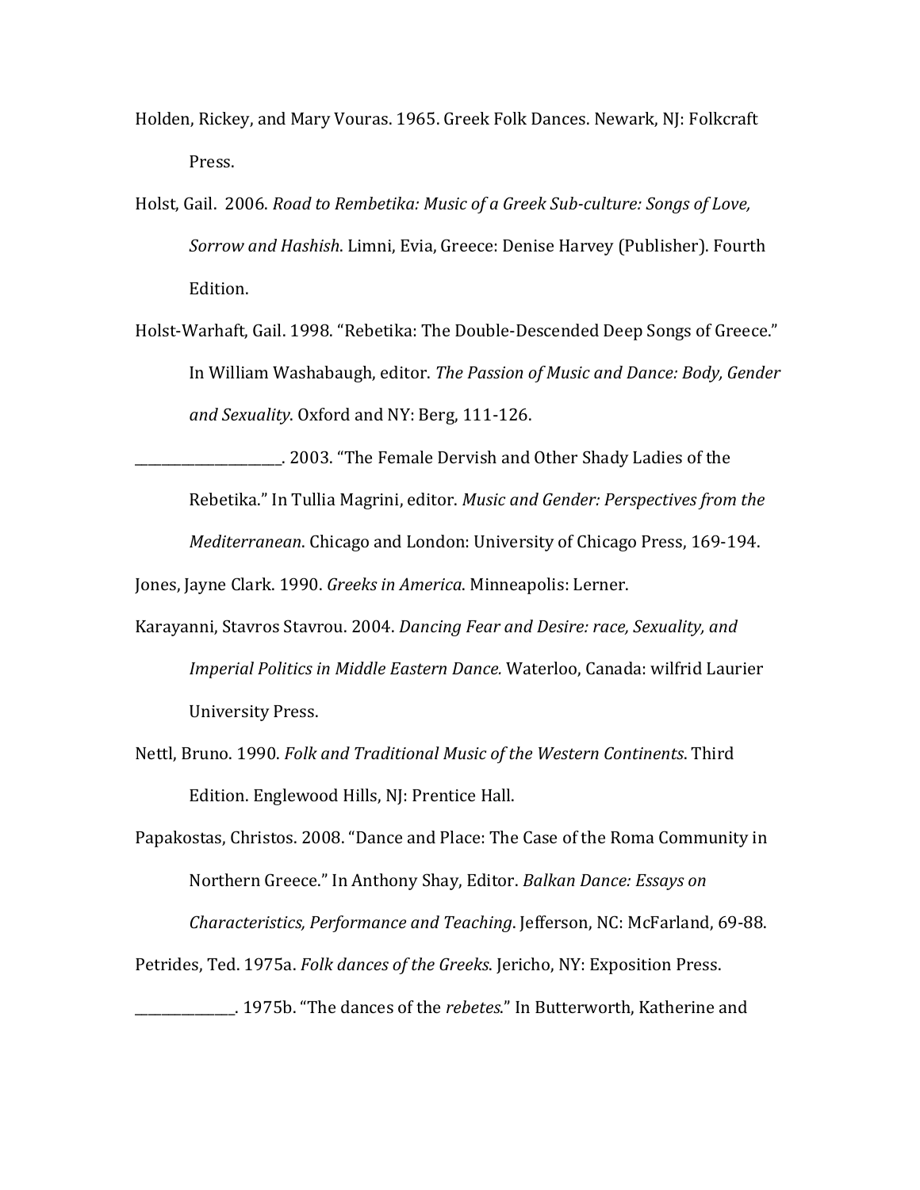Holden, Rickey, and Mary Vouras. 1965. Greek Folk Dances. Newark, NJ: Folkcraft Press.

Holst, Gail. 2006. *Road to Rembetika: Music of a Greek Sub-culture: Songs of Love, Sorrow and Hashish*. Limni, Evia, Greece: Denise Harvey (Publisher). Fourth Edition.

Holst-Warhaft, Gail. 1998. "Rebetika: The Double-Descended Deep Songs of Greece." In William Washabaugh, editor. *The Passion of Music and Dance: Body, Gender and Sexuality*. Oxford and NY: Berg, 111-126.

_____________________. 2003. "The Female Dervish and Other Shady Ladies of the Rebetika." In Tullia Magrini, editor. *Music and Gender: Perspectives from the Mediterranean*. Chicago and London: University of Chicago Press, 169-194.

Jones, Jayne Clark. 1990. *Greeks in America*. Minneapolis: Lerner.

Karayanni, Stavros Stavrou. 2004. *Dancing Fear and Desire: race, Sexuality, and Imperial Politics in Middle Eastern Dance.* Waterloo, Canada: wilfrid Laurier University Press.

Nettl, Bruno. 1990. *Folk and Traditional Music of the Western Continents*. Third Edition. Englewood Hills, NJ: Prentice Hall.

Papakostas, Christos. 2008. "Dance and Place: The Case of the Roma Community in Northern Greece." In Anthony Shay, Editor. *Balkan Dance: Essays on Characteristics, Performance and Teaching*. Jefferson, NC: McFarland, 69-88.

Petrides, Ted. 1975a. *Folk dances of the Greeks*. Jericho, NY: Exposition Press.

______________. 1975b. "The dances of the *rebetes*." In Butterworth, Katherine and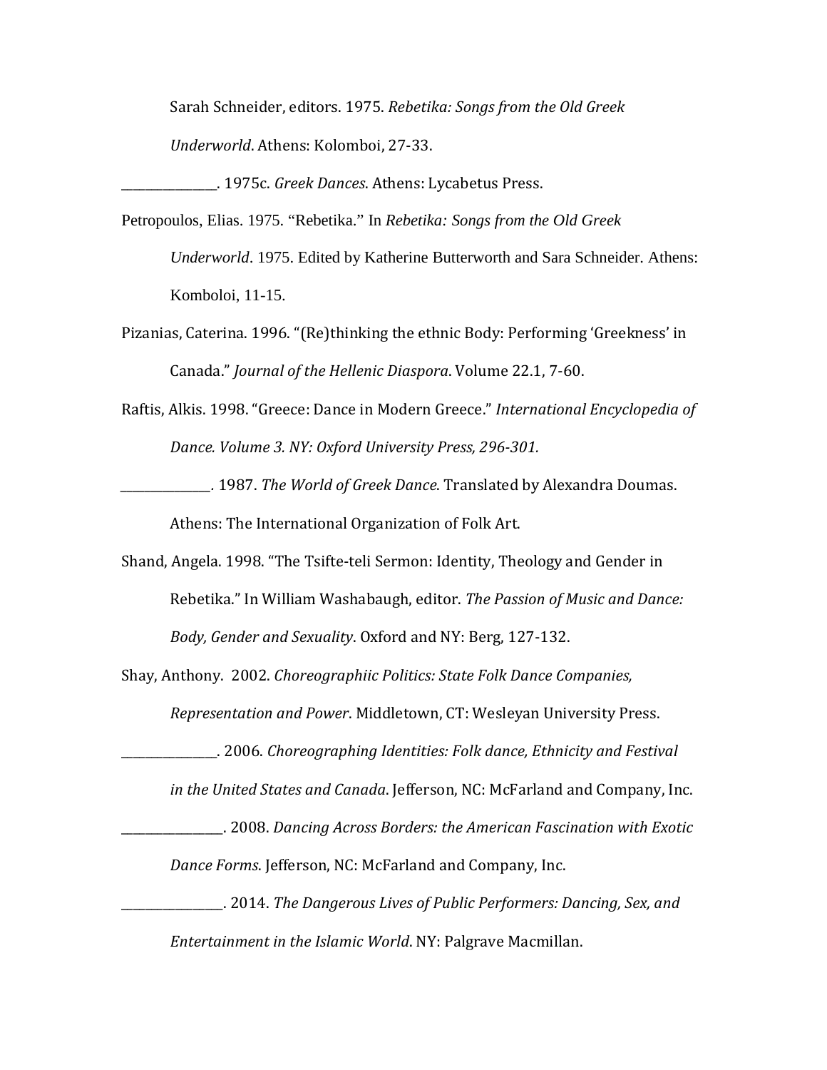Sarah Schneider, editors. 1975. *Rebetika: Songs from the Old Greek Underworld*. Athens: Kolomboi, 27-33.

______________. 1975c. *Greek Dances*. Athens: Lycabetus Press.

Petropoulos, Elias. 1975. "Rebetika." In *Rebetika: Songs from the Old Greek Underworld*. 1975. Edited by Katherine Butterworth and Sara Schneider. Athens: Komboloi, 11-15.

Pizanias, Caterina. 1996. "(Re)thinking the ethnic Body: Performing 'Greekness' in Canada." *Journal of the Hellenic Diaspora*. Volume 22.1, 7-60.

Raftis, Alkis. 1998. "Greece: Dance in Modern Greece." *International Encyclopedia of Dance. Volume 3. NY: Oxford University Press, 296-301.*

______________. 1987. *The World of Greek Dance*. Translated by Alexandra Doumas. Athens: The International Organization of Folk Art.

Shand, Angela. 1998. "The Tsifte-teli Sermon: Identity, Theology and Gender in Rebetika." In William Washabaugh, editor. *The Passion of Music and Dance: Body, Gender and Sexuality*. Oxford and NY: Berg, 127-132.

Shay, Anthony. 2002. *Choreographiic Politics: State Folk Dance Companies, Representation and Power*. Middletown, CT: Wesleyan University Press.

______________. 2006. *Choreographing Identities: Folk dance, Ethnicity and Festival in the United States and Canada*. Jefferson, NC: McFarland and Company, Inc.

______________. 2008. *Dancing Across Borders: the American Fascination with Exotic Dance Forms*. Jefferson, NC: McFarland and Company, Inc.

______________. 2014. *The Dangerous Lives of Public Performers: Dancing, Sex, and Entertainment in the Islamic World*. NY: Palgrave Macmillan.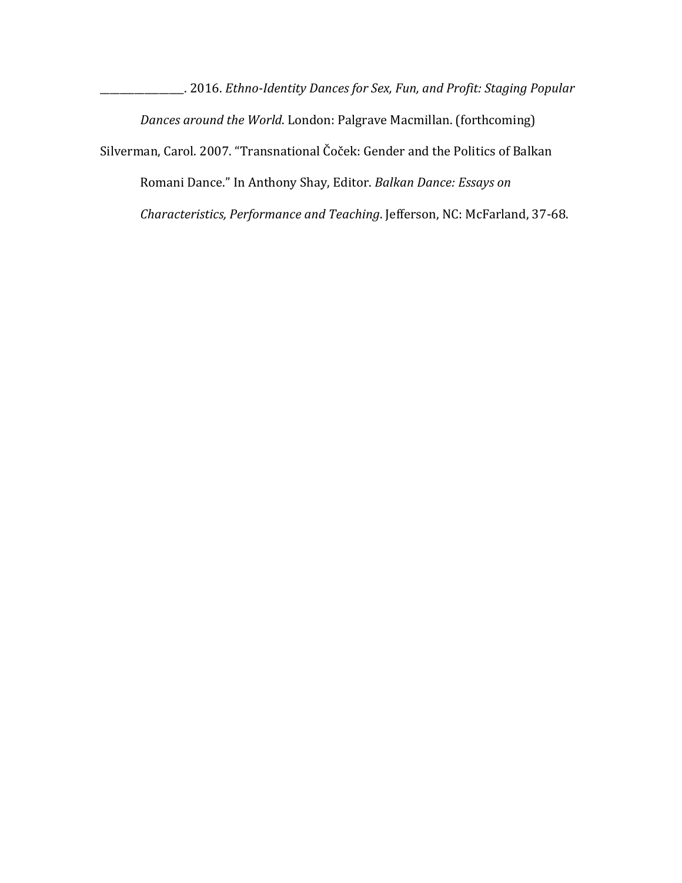________________. 2016. *Ethno-Identity Dances for Sex, Fun, and Profit: Staging Popular Dances around the World*. London: Palgrave Macmillan. (forthcoming)

Silverman, Carol. 2007. "Transnational Čoček: Gender and the Politics of Balkan Romani Dance." In Anthony Shay, Editor. *Balkan Dance: Essays on Characteristics, Performance and Teaching*. Jefferson, NC: McFarland, 37-68.